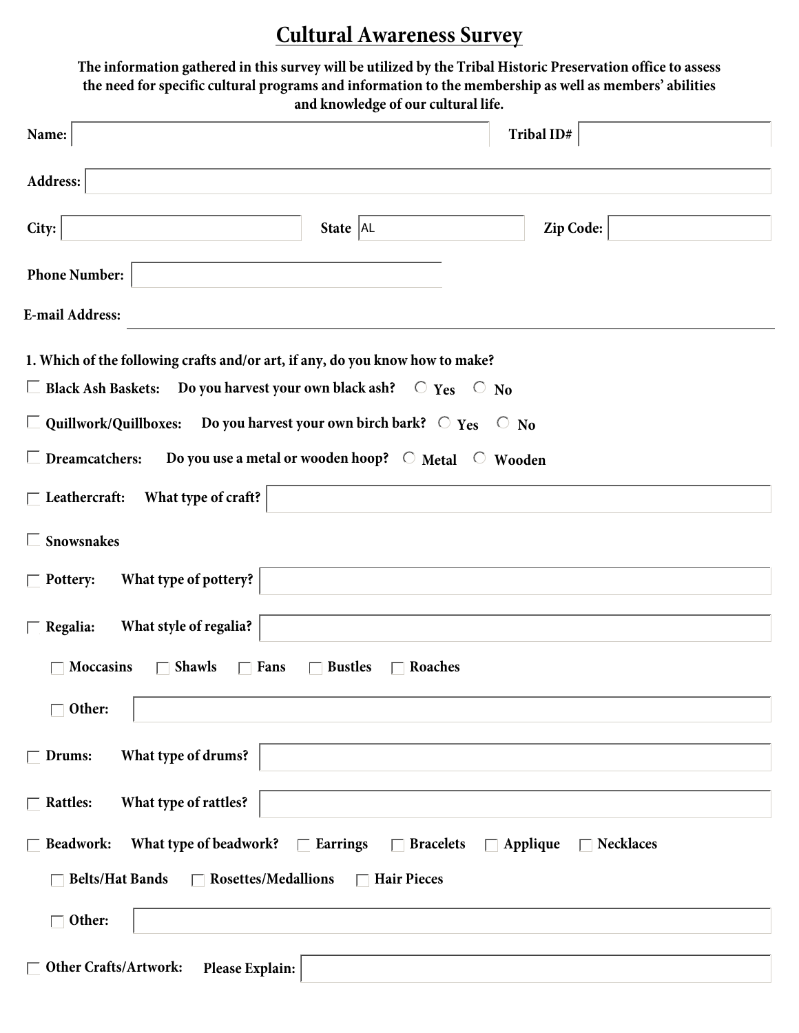# Cultural Awareness Survey

**The information gathered in this survey will be utilized by the Tribal Historic Preservation office to assess the need for specific cultural programs and information to the membership as well as members' abilities and knowledge of our cultural life.**

**Name:** ______________________ **Tribal ID#** ______________________

**Address:** ______________________

**City:** ______________________ **State** AL **Zip Code:** ______________________

**Phone Number:** ______________________

**E-mail Address:** ______________________

**1. Which of the following crafts and/or art, if any, do you know how to make?**

- ☐ **Black Ash Baskets:** **Do you harvest your own black ash?** ○ **Yes** ○ **No**
- ☐ **Quillwork/Quillboxes:** **Do you harvest your own birch bark?** ○ **Yes** ○ **No**
- ☐ **Dreamcatchers:** **Do you use a metal or wooden hoop?** ○ **Metal** ○ **Wooden**
- ☐ **Leathercraft:** **What type of craft?** ______________________
- ☐ **Snowsnakes**
- ☐ **Pottery:** **What type of pottery?** ______________________
- ☐ **Regalia:** **What style of regalia?** ______________________
  - ☐ **Moccasins** ☐ **Shawls** ☐ **Fans** ☐ **Bustles** ☐ **Roaches**
  - ☐ **Other:** ______________________
- ☐ **Drums:** **What type of drums?** ______________________
- ☐ **Rattles:** **What type of rattles?** ______________________
- ☐ **Beadwork:** **What type of beadwork?** ☐ **Earrings** ☐ **Bracelets** ☐ **Applique** ☐ **Necklaces**
  - ☐ **Belts/Hat Bands** ☐ **Rosettes/Medallions** ☐ **Hair Pieces**
  - ☐ **Other:** ______________________
- ☐ **Other Crafts/Artwork:** **Please Explain:** ______________________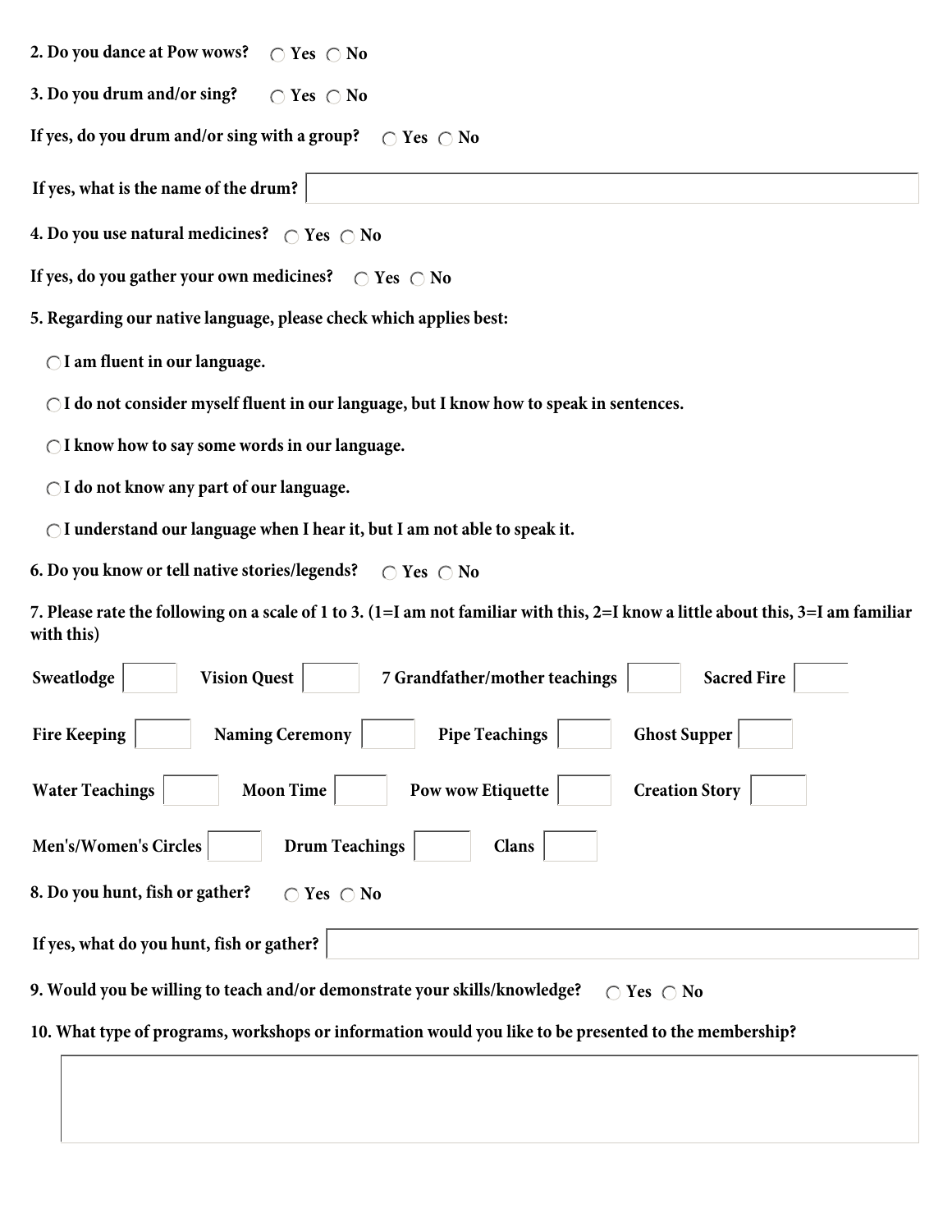**2. Do you dance at Pow wows?** ○ Yes ○ No

**3. Do you drum and/or sing?** ○ Yes ○ No

**If yes, do you drum and/or sing with a group?** ○ Yes ○ No

**If yes, what is the name of the drum?** ______________________

**4. Do you use natural medicines?** ○ Yes ○ No

**If yes, do you gather your own medicines?** ○ Yes ○ No

**5. Regarding our native language, please check which applies best:**

- ○ **I am fluent in our language.**
- ○ **I do not consider myself fluent in our language, but I know how to speak in sentences.**
- ○ **I know how to say some words in our language.**
- ○ **I do not know any part of our language.**
- ○ **I understand our language when I hear it, but I am not able to speak it.**

**6. Do you know or tell native stories/legends?** ○ Yes ○ No

**7. Please rate the following on a scale of 1 to 3. (1=I am not familiar with this, 2=I know a little about this, 3=I am familiar with this)**

| | | | |
|---|---|---|---|
| **Sweatlodge** ____ | **Vision Quest** ____ | **7 Grandfather/mother teachings** ____ | **Sacred Fire** ____ |
| **Fire Keeping** ____ | **Naming Ceremony** ____ | **Pipe Teachings** ____ | **Ghost Supper** ____ |
| **Water Teachings** ____ | **Moon Time** ____ | **Pow wow Etiquette** ____ | **Creation Story** ____ |
| **Men's/Women's Circles** ____ | **Drum Teachings** ____ | **Clans** ____ | |

**8. Do you hunt, fish or gather?** ○ Yes ○ No

**If yes, what do you hunt, fish or gather?** ______________________

**9. Would you be willing to teach and/or demonstrate your skills/knowledge?** ○ Yes ○ No

**10. What type of programs, workshops or information would you like to be presented to the membership?**

______________________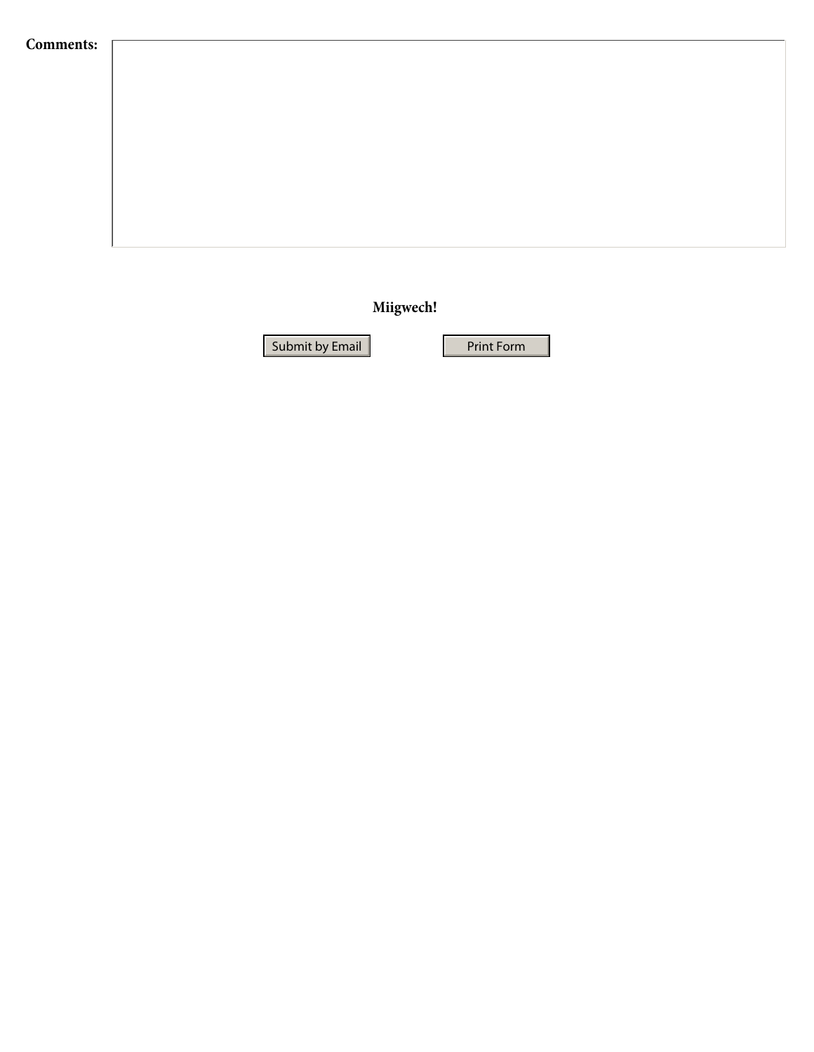**Comments:**

**Miigwech!**

Submit by Email

Print Form